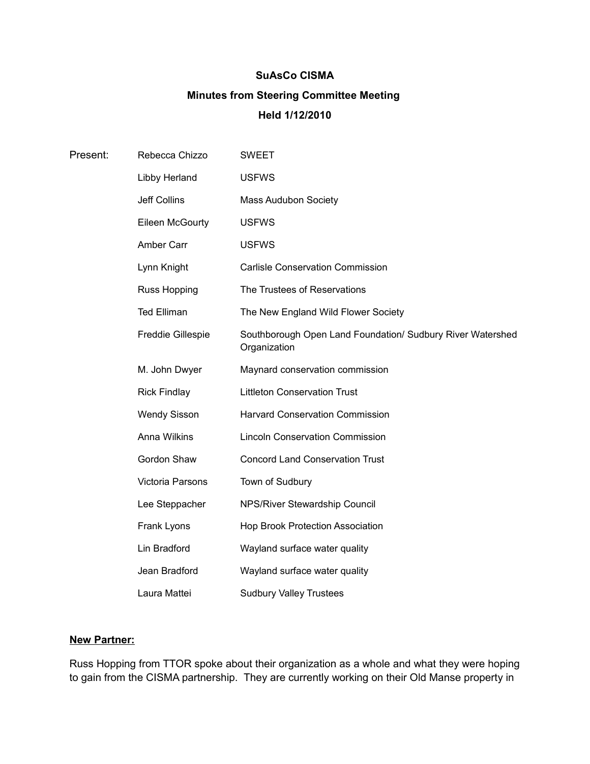**SuAsCo CISMA**

**Minutes from Steering Committee Meeting**

**Held 1/12/2010**

| Present: | | |
|---|---|---|
| | Rebecca Chizzo | SWEET |
| | Libby Herland | USFWS |
| | Jeff Collins | Mass Audubon Society |
| | Eileen McGourty | USFWS |
| | Amber Carr | USFWS |
| | Lynn Knight | Carlisle Conservation Commission |
| | Russ Hopping | The Trustees of Reservations |
| | Ted Elliman | The New England Wild Flower Society |
| | Freddie Gillespie | Southborough Open Land Foundation/ Sudbury River Watershed Organization |
| | M. John Dwyer | Maynard conservation commission |
| | Rick Findlay | Littleton Conservation Trust |
| | Wendy Sisson | Harvard Conservation Commission |
| | Anna Wilkins | Lincoln Conservation Commission |
| | Gordon Shaw | Concord Land Conservation Trust |
| | Victoria Parsons | Town of Sudbury |
| | Lee Steppacher | NPS/River Stewardship Council |
| | Frank Lyons | Hop Brook Protection Association |
| | Lin Bradford | Wayland surface water quality |
| | Jean Bradford | Wayland surface water quality |
| | Laura Mattei | Sudbury Valley Trustees |

**New Partner:**

Russ Hopping from TTOR spoke about their organization as a whole and what they were hoping to gain from the CISMA partnership. They are currently working on their Old Manse property in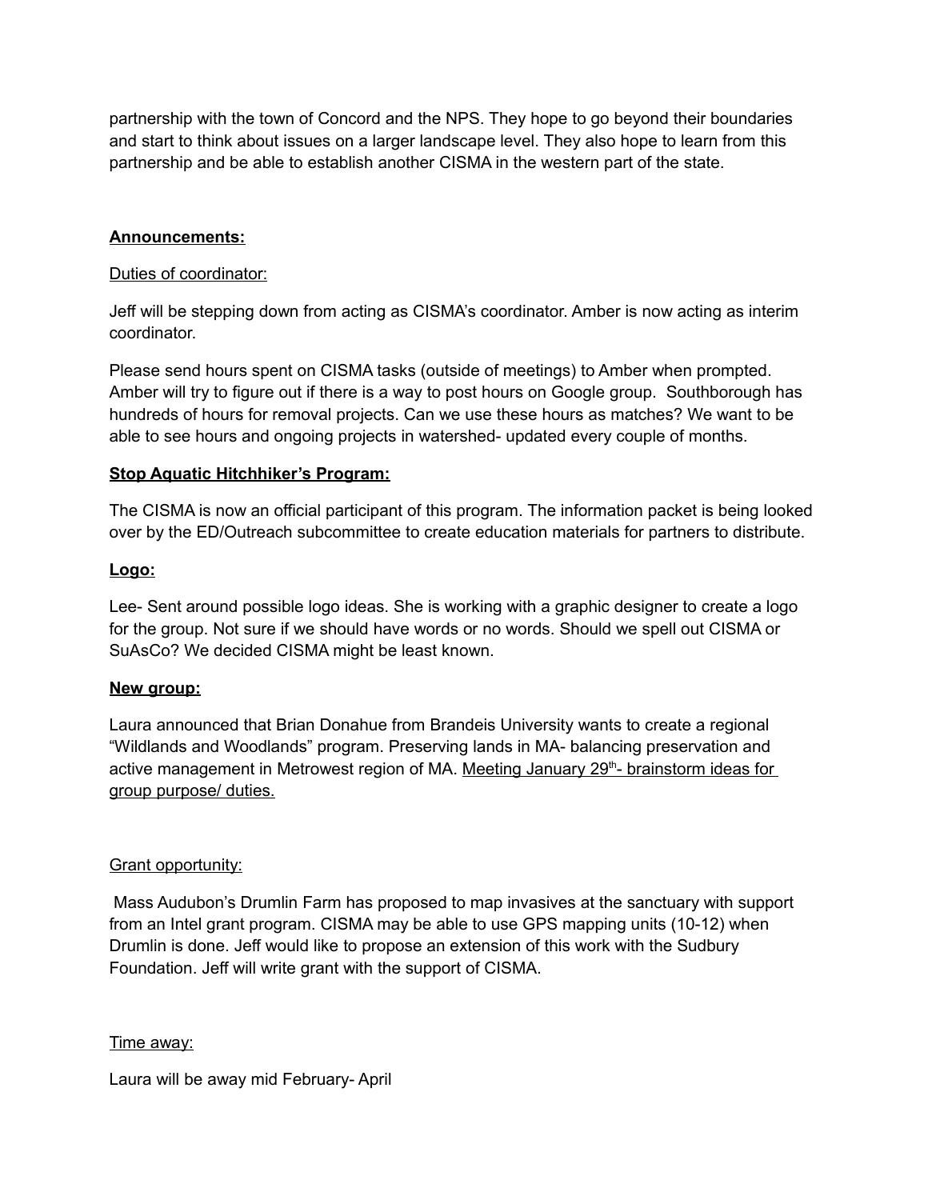partnership with the town of Concord and the NPS. They hope to go beyond their boundaries and start to think about issues on a larger landscape level. They also hope to learn from this partnership and be able to establish another CISMA in the western part of the state.

**Announcements:**

Duties of coordinator:

Jeff will be stepping down from acting as CISMA's coordinator. Amber is now acting as interim coordinator.

Please send hours spent on CISMA tasks (outside of meetings) to Amber when prompted. Amber will try to figure out if there is a way to post hours on Google group. Southborough has hundreds of hours for removal projects. Can we use these hours as matches? We want to be able to see hours and ongoing projects in watershed- updated every couple of months.

**Stop Aquatic Hitchhiker's Program:**

The CISMA is now an official participant of this program. The information packet is being looked over by the ED/Outreach subcommittee to create education materials for partners to distribute.

**Logo:**

Lee- Sent around possible logo ideas. She is working with a graphic designer to create a logo for the group. Not sure if we should have words or no words. Should we spell out CISMA or SuAsCo? We decided CISMA might be least known.

**New group:**

Laura announced that Brian Donahue from Brandeis University wants to create a regional "Wildlands and Woodlands" program. Preserving lands in MA- balancing preservation and active management in Metrowest region of MA. Meeting January 29th- brainstorm ideas for group purpose/ duties.

Grant opportunity:

Mass Audubon's Drumlin Farm has proposed to map invasives at the sanctuary with support from an Intel grant program. CISMA may be able to use GPS mapping units (10-12) when Drumlin is done. Jeff would like to propose an extension of this work with the Sudbury Foundation. Jeff will write grant with the support of CISMA.

Time away:

Laura will be away mid February- April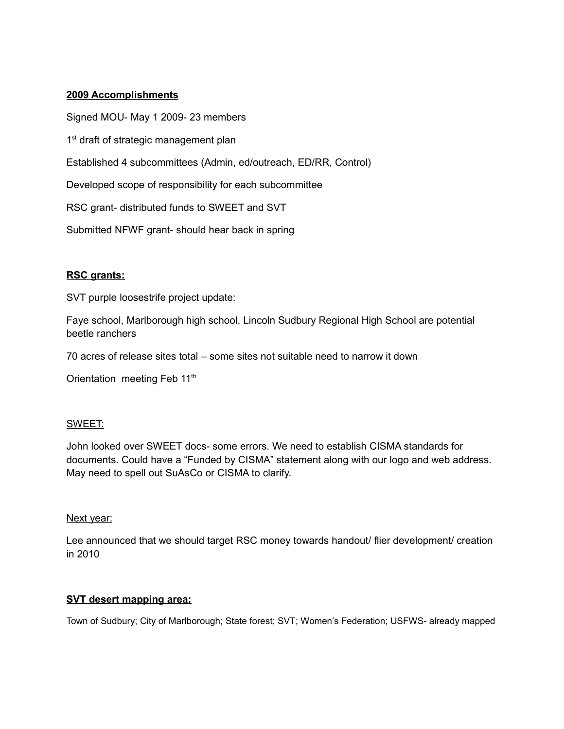**2009 Accomplishments**

Signed MOU- May 1 2009- 23 members

1st draft of strategic management plan

Established 4 subcommittees (Admin, ed/outreach, ED/RR, Control)

Developed scope of responsibility for each subcommittee

RSC grant- distributed funds to SWEET and SVT

Submitted NFWF grant- should hear back in spring

**RSC grants:**

SVT purple loosestrife project update:

Faye school, Marlborough high school, Lincoln Sudbury Regional High School are potential beetle ranchers

70 acres of release sites total – some sites not suitable need to narrow it down

Orientation meeting Feb 11th

SWEET:

John looked over SWEET docs- some errors. We need to establish CISMA standards for documents. Could have a "Funded by CISMA" statement along with our logo and web address. May need to spell out SuAsCo or CISMA to clarify.

Next year:

Lee announced that we should target RSC money towards handout/ flier development/ creation in 2010

**SVT desert mapping area:**

Town of Sudbury; City of Marlborough; State forest; SVT; Women's Federation; USFWS- already mapped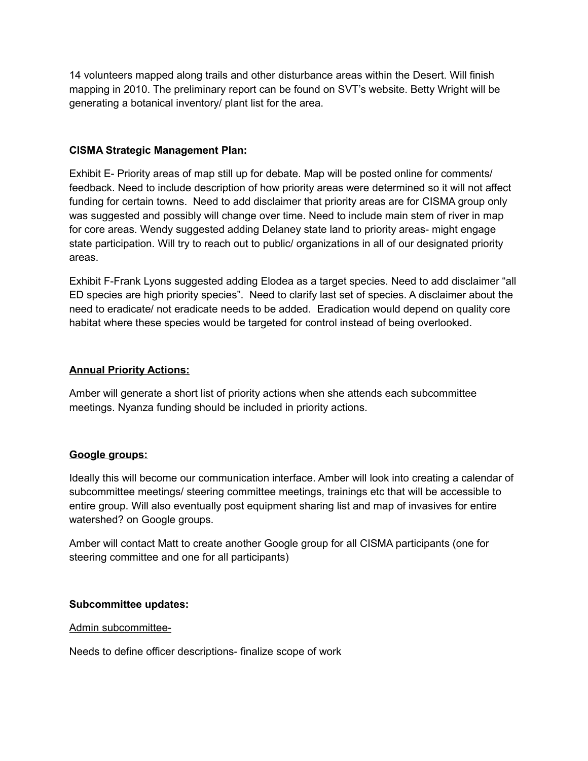14 volunteers mapped along trails and other disturbance areas within the Desert. Will finish mapping in 2010. The preliminary report can be found on SVT's website. Betty Wright will be generating a botanical inventory/ plant list for the area.

**CISMA Strategic Management Plan:**

Exhibit E- Priority areas of map still up for debate. Map will be posted online for comments/ feedback. Need to include description of how priority areas were determined so it will not affect funding for certain towns. Need to add disclaimer that priority areas are for CISMA group only was suggested and possibly will change over time. Need to include main stem of river in map for core areas. Wendy suggested adding Delaney state land to priority areas- might engage state participation. Will try to reach out to public/ organizations in all of our designated priority areas.

Exhibit F-Frank Lyons suggested adding Elodea as a target species. Need to add disclaimer "all ED species are high priority species". Need to clarify last set of species. A disclaimer about the need to eradicate/ not eradicate needs to be added. Eradication would depend on quality core habitat where these species would be targeted for control instead of being overlooked.

**Annual Priority Actions:**

Amber will generate a short list of priority actions when she attends each subcommittee meetings. Nyanza funding should be included in priority actions.

**Google groups:**

Ideally this will become our communication interface. Amber will look into creating a calendar of subcommittee meetings/ steering committee meetings, trainings etc that will be accessible to entire group. Will also eventually post equipment sharing list and map of invasives for entire watershed? on Google groups.

Amber will contact Matt to create another Google group for all CISMA participants (one for steering committee and one for all participants)

**Subcommittee updates:**

Admin subcommittee-

Needs to define officer descriptions- finalize scope of work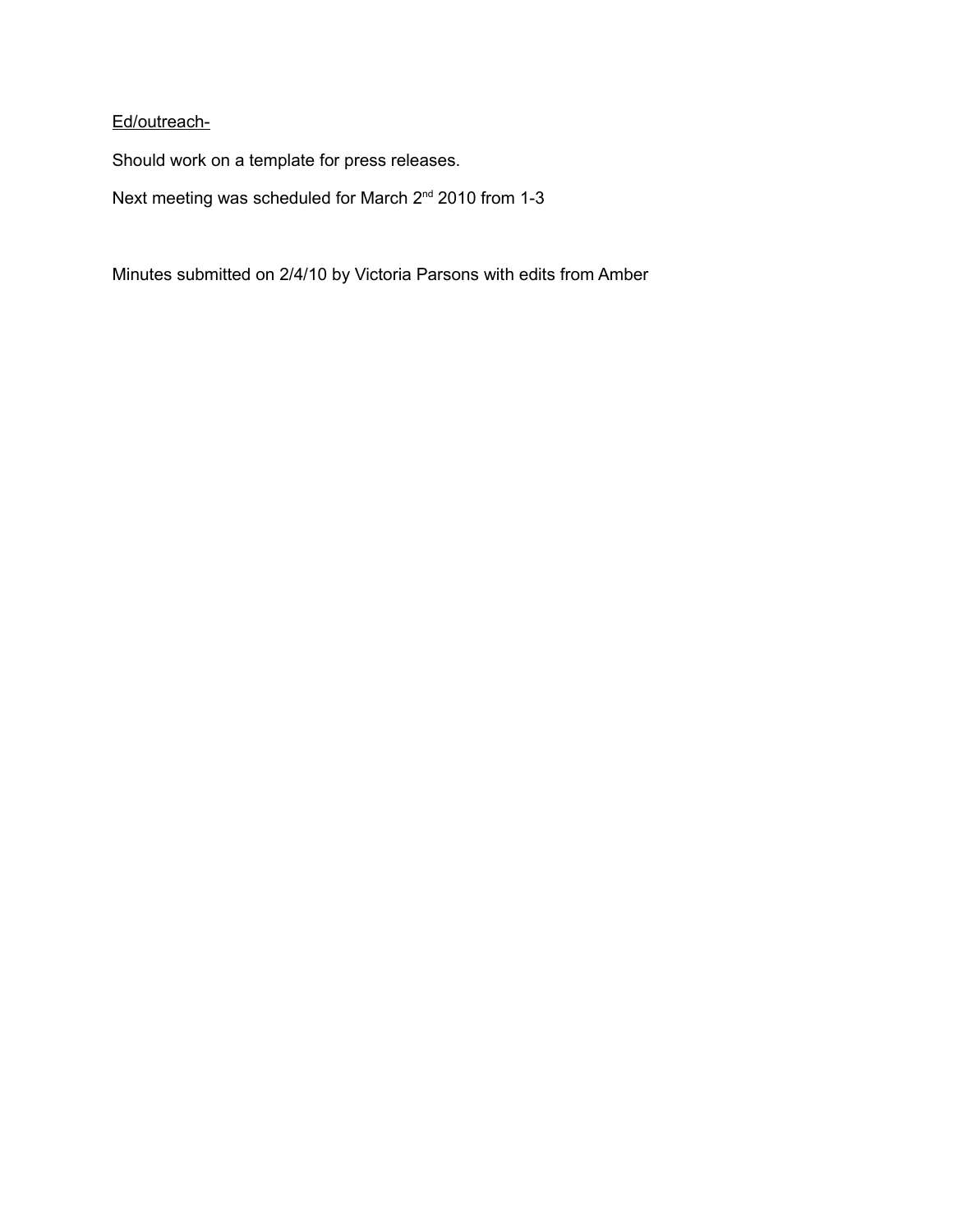<u>Ed/outreach-</u>

Should work on a template for press releases.

Next meeting was scheduled for March 2nd 2010 from 1-3

Minutes submitted on 2/4/10 by Victoria Parsons with edits from Amber